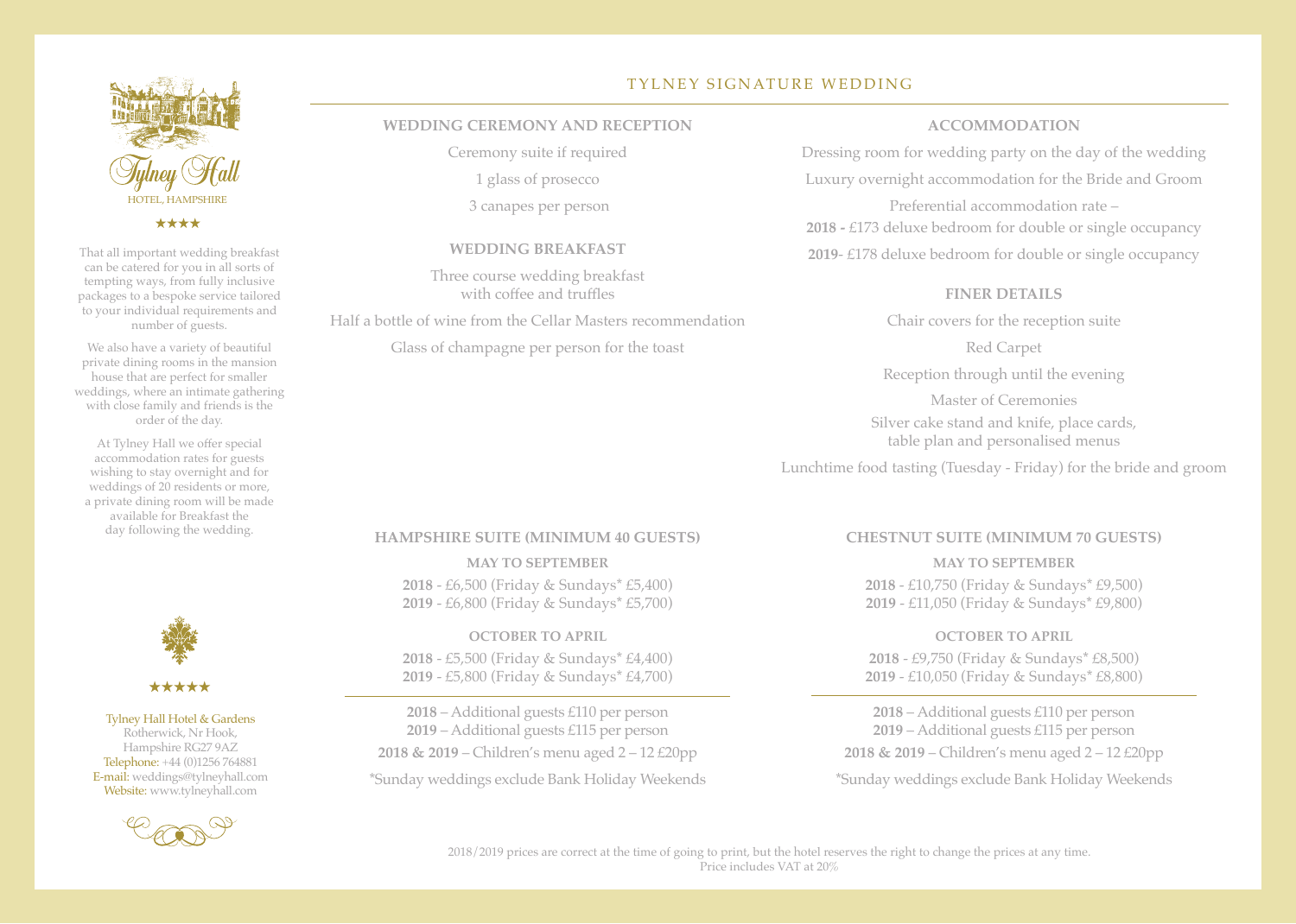Tylney Hall

HOTEL, HAMPSHIRE

★★★★

That all important wedding breakfast can be catered for you in all sorts of tempting ways, from fully inclusive packages to a bespoke service tailored to your individual requirements and number of guests.

We also have a variety of beautiful private dining rooms in the mansion house that are perfect for smaller weddings, where an intimate gathering with close family and friends is the order of the day.

At Tylney Hall we offer special accommodation rates for guests wishing to stay overnight and for weddings of 20 residents or more, a private dining room will be made available for Breakfast the day following the wedding.

★★★★★

Tylney Hall Hotel & Gardens
Rotherwick, Nr Hook,
Hampshire RG27 9AZ
Telephone: +44 (0)1256 764881
E-mail: weddings@tylneyhall.com
Website: www.tylneyhall.com

# TYLNEY SIGNATURE WEDDING

## WEDDING CEREMONY AND RECEPTION

Ceremony suite if required

1 glass of prosecco

3 canapes per person

## WEDDING BREAKFAST

Three course wedding breakfast with coffee and truffles

Half a bottle of wine from the Cellar Masters recommendation

Glass of champagne per person for the toast

## ACCOMMODATION

Dressing room for wedding party on the day of the wedding

Luxury overnight accommodation for the Bride and Groom

Preferential accommodation rate –

**2018 -** £173 deluxe bedroom for double or single occupancy

**2019**- £178 deluxe bedroom for double or single occupancy

## FINER DETAILS

Chair covers for the reception suite

Red Carpet

Reception through until the evening

Master of Ceremonies

Silver cake stand and knife, place cards, table plan and personalised menus

Lunchtime food tasting (Tuesday - Friday) for the bride and groom

## HAMPSHIRE SUITE (MINIMUM 40 GUESTS)

**MAY TO SEPTEMBER**

**2018** - £6,500 (Friday & Sundays* £5,400)
**2019** - £6,800 (Friday & Sundays* £5,700)

**OCTOBER TO APRIL**

**2018** - £5,500 (Friday & Sundays* £4,400)
**2019** - £5,800 (Friday & Sundays* £4,700)

**2018** – Additional guests £110 per person
**2019** – Additional guests £115 per person

**2018 & 2019** – Children's menu aged 2 – 12 £20pp

*Sunday weddings exclude Bank Holiday Weekends

## CHESTNUT SUITE (MINIMUM 70 GUESTS)

**MAY TO SEPTEMBER**

**2018** - £10,750 (Friday & Sundays* £9,500)
**2019** - £11,050 (Friday & Sundays* £9,800)

**OCTOBER TO APRIL**

**2018** - £9,750 (Friday & Sundays* £8,500)
**2019** - £10,050 (Friday & Sundays* £8,800)

**2018** – Additional guests £110 per person
**2019** – Additional guests £115 per person

**2018 & 2019** – Children's menu aged 2 – 12 £20pp

*Sunday weddings exclude Bank Holiday Weekends

2018/2019 prices are correct at the time of going to print, but the hotel reserves the right to change the prices at any time.
Price includes VAT at 20%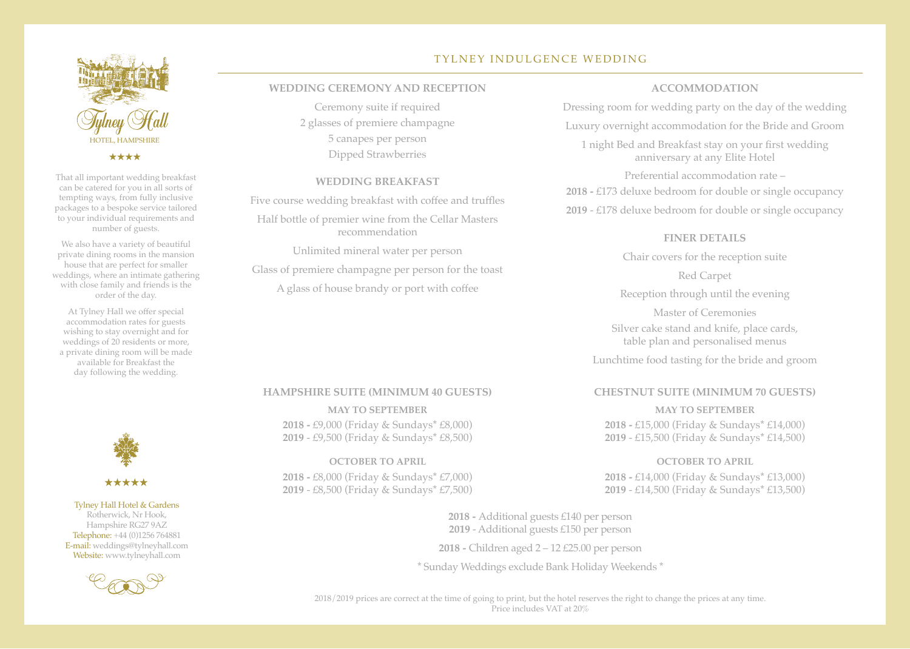Tylney Hall

HOTEL, HAMPSHIRE

★★★★

That all important wedding breakfast can be catered for you in all sorts of tempting ways, from fully inclusive packages to a bespoke service tailored to your individual requirements and number of guests.

We also have a variety of beautiful private dining rooms in the mansion house that are perfect for smaller weddings, where an intimate gathering with close family and friends is the order of the day.

At Tylney Hall we offer special accommodation rates for guests wishing to stay overnight and for weddings of 20 residents or more, a private dining room will be made available for Breakfast the day following the wedding.

★★★★★

Tylney Hall Hotel & Gardens
Rotherwick, Nr Hook,
Hampshire RG27 9AZ
Telephone: +44 (0)1256 764881
E-mail: weddings@tylneyhall.com
Website: www.tylneyhall.com

# TYLNEY INDULGENCE WEDDING

## WEDDING CEREMONY AND RECEPTION

Ceremony suite if required

2 glasses of premiere champagne

5 canapes per person

Dipped Strawberries

## WEDDING BREAKFAST

Five course wedding breakfast with coffee and truffles

Half bottle of premier wine from the Cellar Masters recommendation

Unlimited mineral water per person

Glass of premiere champagne per person for the toast

A glass of house brandy or port with coffee

## ACCOMMODATION

Dressing room for wedding party on the day of the wedding

Luxury overnight accommodation for the Bride and Groom

1 night Bed and Breakfast stay on your first wedding anniversary at any Elite Hotel

Preferential accommodation rate –

**2018 -** £173 deluxe bedroom for double or single occupancy

**2019** - £178 deluxe bedroom for double or single occupancy

## FINER DETAILS

Chair covers for the reception suite

Red Carpet

Reception through until the evening

Master of Ceremonies

Silver cake stand and knife, place cards, table plan and personalised menus

Lunchtime food tasting for the bride and groom

## HAMPSHIRE SUITE (MINIMUM 40 GUESTS)

**MAY TO SEPTEMBER**

**2018 -** £9,000 (Friday & Sundays* £8,000)
**2019** - £9,500 (Friday & Sundays* £8,500)

**OCTOBER TO APRIL**

**2018 -** £8,000 (Friday & Sundays* £7,000)
**2019** - £8,500 (Friday & Sundays* £7,500)

## CHESTNUT SUITE (MINIMUM 70 GUESTS)

**MAY TO SEPTEMBER**

**2018 -** £15,000 (Friday & Sundays* £14,000)
**2019** - £15,500 (Friday & Sundays* £14,500)

**OCTOBER TO APRIL**

**2018 -** £14,000 (Friday & Sundays* £13,000)
**2019** - £14,500 (Friday & Sundays* £13,500)

**2018 -** Additional guests £140 per person
**2019** - Additional guests £150 per person

**2018 -** Children aged 2 – 12 £25.00 per person

* Sunday Weddings exclude Bank Holiday Weekends *

2018/2019 prices are correct at the time of going to print, but the hotel reserves the right to change the prices at any time.
Price includes VAT at 20%